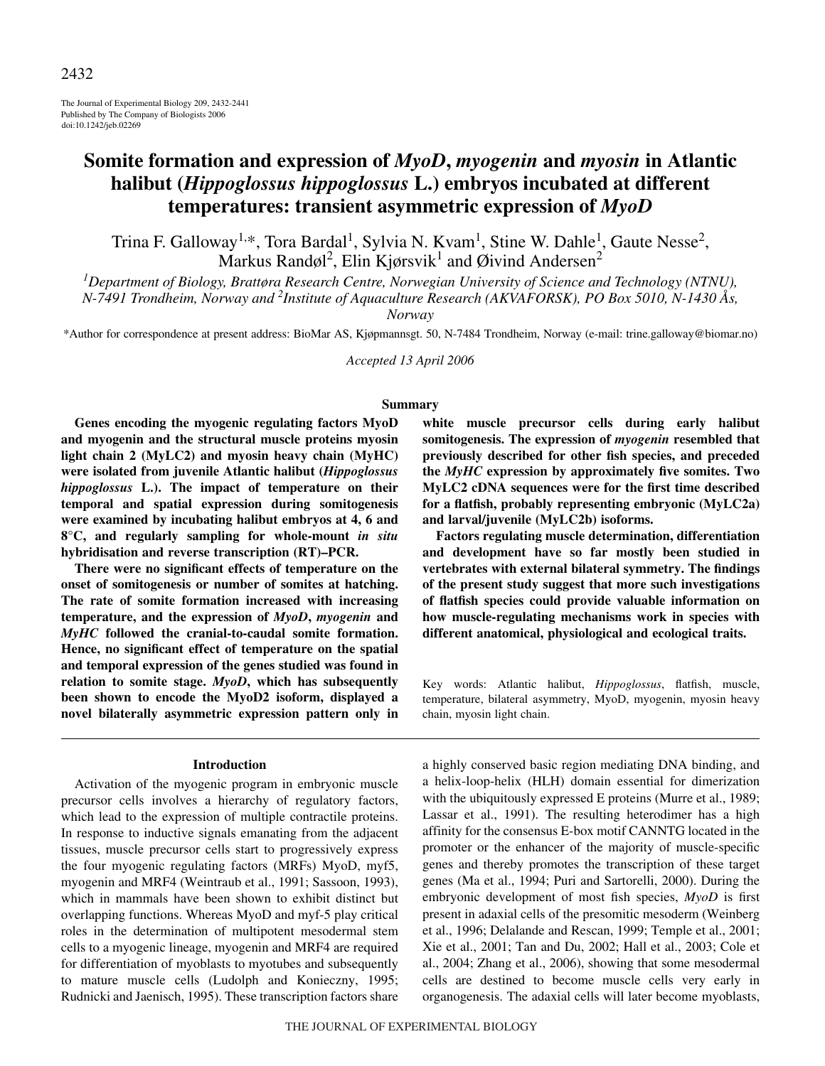The Journal of Experimental Biology 209, 2432-2441
Published by The Company of Biologists 2006
doi:10.1242/jeb.02269

# Somite formation and expression of *MyoD*, *myogenin* and *myosin* in Atlantic halibut (*Hippoglossus hippoglossus* L.) embryos incubated at different temperatures: transient asymmetric expression of *MyoD*

Trina F. Galloway[1,*], Tora Bardal[1], Sylvia N. Kvam[1], Stine W. Dahle[1], Gaute Nesse[2], Markus Randøl[2], Elin Kjørsvik[1] and Øivind Andersen[2]

[1]Department of Biology, Brattøra Research Centre, Norwegian University of Science and Technology (NTNU), N-7491 Trondheim, Norway and [2]Institute of Aquaculture Research (AKVAFORSK), PO Box 5010, N-1430 Ås, Norway

*Author for correspondence at present address: BioMar AS, Kjøpmannsgt. 50, N-7484 Trondheim, Norway (e-mail: trine.galloway@biomar.no)

*Accepted 13 April 2006*

## Summary

**Genes encoding the myogenic regulating factors MyoD and myogenin and the structural muscle proteins myosin light chain 2 (MyLC2) and myosin heavy chain (MyHC) were isolated from juvenile Atlantic halibut (*Hippoglossus hippoglossus* L.). The impact of temperature on their temporal and spatial expression during somitogenesis were examined by incubating halibut embryos at 4, 6 and 8°C, and regularly sampling for whole-mount *in situ* hybridisation and reverse transcription (RT)–PCR.**

**There were no significant effects of temperature on the onset of somitogenesis or number of somites at hatching. The rate of somite formation increased with increasing temperature, and the expression of *MyoD*, *myogenin* and *MyHC* followed the cranial-to-caudal somite formation. Hence, no significant effect of temperature on the spatial and temporal expression of the genes studied was found in relation to somite stage. *MyoD*, which has subsequently been shown to encode the MyoD2 isoform, displayed a novel bilaterally asymmetric expression pattern only in white muscle precursor cells during early halibut somitogenesis. The expression of *myogenin* resembled that previously described for other fish species, and preceded the *MyHC* expression by approximately five somites. Two MyLC2 cDNA sequences were for the first time described for a flatfish, probably representing embryonic (MyLC2a) and larval/juvenile (MyLC2b) isoforms.**

**Factors regulating muscle determination, differentiation and development have so far mostly been studied in vertebrates with external bilateral symmetry. The findings of the present study suggest that more such investigations of flatfish species could provide valuable information on how muscle-regulating mechanisms work in species with different anatomical, physiological and ecological traits.**

Key words: Atlantic halibut, *Hippoglossus*, flatfish, muscle, temperature, bilateral asymmetry, MyoD, myogenin, myosin heavy chain, myosin light chain.

## Introduction

Activation of the myogenic program in embryonic muscle precursor cells involves a hierarchy of regulatory factors, which lead to the expression of multiple contractile proteins. In response to inductive signals emanating from the adjacent tissues, muscle precursor cells start to progressively express the four myogenic regulating factors (MRFs) MyoD, myf5, myogenin and MRF4 (Weintraub et al., 1991; Sassoon, 1993), which in mammals have been shown to exhibit distinct but overlapping functions. Whereas MyoD and myf-5 play critical roles in the determination of multipotent mesodermal stem cells to a myogenic lineage, myogenin and MRF4 are required for differentiation of myoblasts to myotubes and subsequently to mature muscle cells (Ludolph and Konieczny, 1995; Rudnicki and Jaenisch, 1995). These transcription factors share a highly conserved basic region mediating DNA binding, and a helix-loop-helix (HLH) domain essential for dimerization with the ubiquitously expressed E proteins (Murre et al., 1989; Lassar et al., 1991). The resulting heterodimer has a high affinity for the consensus E-box motif CANNTG located in the promoter or the enhancer of the majority of muscle-specific genes and thereby promotes the transcription of these target genes (Ma et al., 1994; Puri and Sartorelli, 2000). During the embryonic development of most fish species, *MyoD* is first present in adaxial cells of the presomitic mesoderm (Weinberg et al., 1996; Delalande and Rescan, 1999; Temple et al., 2001; Xie et al., 2001; Tan and Du, 2002; Hall et al., 2003; Cole et al., 2004; Zhang et al., 2006), showing that some mesodermal cells are destined to become muscle cells very early in organogenesis. The adaxial cells will later become myoblasts,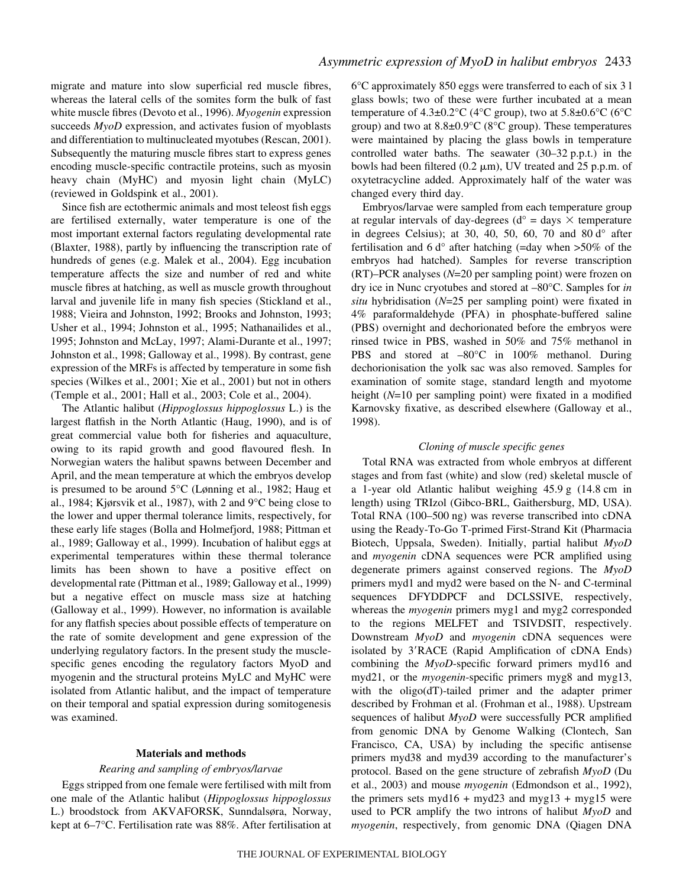migrate and mature into slow superficial red muscle fibres, whereas the lateral cells of the somites form the bulk of fast white muscle fibres (Devoto et al., 1996). *Myogenin* expression succeeds *MyoD* expression, and activates fusion of myoblasts and differentiation to multinucleated myotubes (Rescan, 2001). Subsequently the maturing muscle fibres start to express genes encoding muscle-specific contractile proteins, such as myosin heavy chain (MyHC) and myosin light chain (MyLC) (reviewed in Goldspink et al., 2001).

Since fish are ectothermic animals and most teleost fish eggs are fertilised externally, water temperature is one of the most important external factors regulating developmental rate (Blaxter, 1988), partly by influencing the transcription rate of hundreds of genes (e.g. Malek et al., 2004). Egg incubation temperature affects the size and number of red and white muscle fibres at hatching, as well as muscle growth throughout larval and juvenile life in many fish species (Stickland et al., 1988; Vieira and Johnston, 1992; Brooks and Johnston, 1993; Usher et al., 1994; Johnston et al., 1995; Nathanailides et al., 1995; Johnston and McLay, 1997; Alami-Durante et al., 1997; Johnston et al., 1998; Galloway et al., 1998). By contrast, gene expression of the MRFs is affected by temperature in some fish species (Wilkes et al., 2001; Xie et al., 2001) but not in others (Temple et al., 2001; Hall et al., 2003; Cole et al., 2004).

The Atlantic halibut (*Hippoglossus hippoglossus* L.) is the largest flatfish in the North Atlantic (Haug, 1990), and is of great commercial value both for fisheries and aquaculture, owing to its rapid growth and good flavoured flesh. In Norwegian waters the halibut spawns between December and April, and the mean temperature at which the embryos develop is presumed to be around 5°C (Lønning et al., 1982; Haug et al., 1984; Kjørsvik et al., 1987), with 2 and 9°C being close to the lower and upper thermal tolerance limits, respectively, for these early life stages (Bolla and Holmefjord, 1988; Pittman et al., 1989; Galloway et al., 1999). Incubation of halibut eggs at experimental temperatures within these thermal tolerance limits has been shown to have a positive effect on developmental rate (Pittman et al., 1989; Galloway et al., 1999) but a negative effect on muscle mass size at hatching (Galloway et al., 1999). However, no information is available for any flatfish species about possible effects of temperature on the rate of somite development and gene expression of the underlying regulatory factors. In the present study the muscle-specific genes encoding the regulatory factors MyoD and myogenin and the structural proteins MyLC and MyHC were isolated from Atlantic halibut, and the impact of temperature on their temporal and spatial expression during somitogenesis was examined.

## Materials and methods

### *Rearing and sampling of embryos/larvae*

Eggs stripped from one female were fertilised with milt from one male of the Atlantic halibut (*Hippoglossus hippoglossus* L.) broodstock from AKVAFORSK, Sunndalsøra, Norway, kept at 6–7°C. Fertilisation rate was 88%. After fertilisation at 6°C approximately 850 eggs were transferred to each of six 3 l glass bowls; two of these were further incubated at a mean temperature of 4.3±0.2°C (4°C group), two at 5.8±0.6°C (6°C group) and two at 8.8±0.9°C (8°C group). These temperatures were maintained by placing the glass bowls in temperature controlled water baths. The seawater (30–32 p.p.t.) in the bowls had been filtered (0.2 μm), UV treated and 25 p.p.m. of oxytetracycline added. Approximately half of the water was changed every third day.

Embryos/larvae were sampled from each temperature group at regular intervals of day-degrees (d° = days × temperature in degrees Celsius); at 30, 40, 50, 60, 70 and 80 d° after fertilisation and 6 d° after hatching (=day when >50% of the embryos had hatched). Samples for reverse transcription (RT)–PCR analyses (*N*=20 per sampling point) were frozen on dry ice in Nunc cryotubes and stored at –80°C. Samples for *in situ* hybridisation (*N*=25 per sampling point) were fixated in 4% paraformaldehyde (PFA) in phosphate-buffered saline (PBS) overnight and dechorionated before the embryos were rinsed twice in PBS, washed in 50% and 75% methanol in PBS and stored at –80°C in 100% methanol. During dechorionisation the yolk sac was also removed. Samples for examination of somite stage, standard length and myotome height (*N*=10 per sampling point) were fixated in a modified Karnovsky fixative, as described elsewhere (Galloway et al., 1998).

### *Cloning of muscle specific genes*

Total RNA was extracted from whole embryos at different stages and from fast (white) and slow (red) skeletal muscle of a 1-year old Atlantic halibut weighing 45.9 g (14.8 cm in length) using TRIzol (Gibco-BRL, Gaithersburg, MD, USA). Total RNA (100–500 ng) was reverse transcribed into cDNA using the Ready-To-Go T-primed First-Strand Kit (Pharmacia Biotech, Uppsala, Sweden). Initially, partial halibut *MyoD* and *myogenin* cDNA sequences were PCR amplified using degenerate primers against conserved regions. The *MyoD* primers myd1 and myd2 were based on the N- and C-terminal sequences DFYDDPCF and DCLSSIVE, respectively, whereas the *myogenin* primers myg1 and myg2 corresponded to the regions MELFET and TSIVDSIT, respectively. Downstream *MyoD* and *myogenin* cDNA sequences were isolated by 3′RACE (Rapid Amplification of cDNA Ends) combining the *MyoD*-specific forward primers myd16 and myd21, or the *myogenin*-specific primers myg8 and myg13, with the oligo(dT)-tailed primer and the adapter primer described by Frohman et al. (Frohman et al., 1988). Upstream sequences of halibut *MyoD* were successfully PCR amplified from genomic DNA by Genome Walking (Clontech, San Francisco, CA, USA) by including the specific antisense primers myd38 and myd39 according to the manufacturer's protocol. Based on the gene structure of zebrafish *MyoD* (Du et al., 2003) and mouse *myogenin* (Edmondson et al., 1992), the primers sets myd16 + myd23 and myg13 + myg15 were used to PCR amplify the two introns of halibut *MyoD* and *myogenin*, respectively, from genomic DNA (Qiagen DNA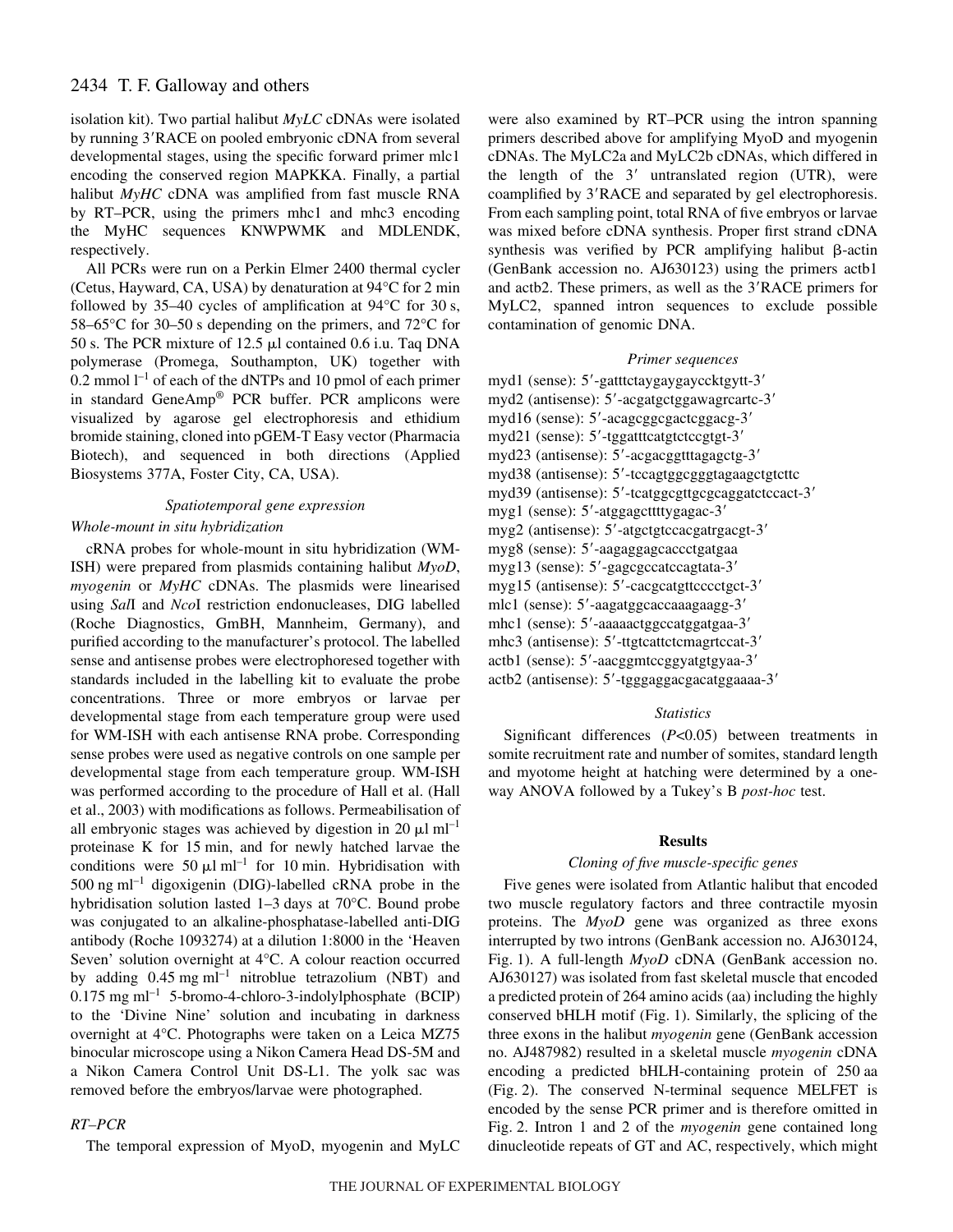isolation kit). Two partial halibut *MyLC* cDNAs were isolated by running 3′RACE on pooled embryonic cDNA from several developmental stages, using the specific forward primer mlc1 encoding the conserved region MAPKKA. Finally, a partial halibut *MyHC* cDNA was amplified from fast muscle RNA by RT–PCR, using the primers mhc1 and mhc3 encoding the MyHC sequences KNWPWMK and MDLENDK, respectively.

All PCRs were run on a Perkin Elmer 2400 thermal cycler (Cetus, Hayward, CA, USA) by denaturation at 94°C for 2 min followed by 35–40 cycles of amplification at 94°C for 30 s, 58–65°C for 30–50 s depending on the primers, and 72°C for 50 s. The PCR mixture of 12.5 μl contained 0.6 i.u. Taq DNA polymerase (Promega, Southampton, UK) together with 0.2 mmol $l^{-1}$ of each of the dNTPs and 10 pmol of each primer in standard GeneAmp® PCR buffer. PCR amplicons were visualized by agarose gel electrophoresis and ethidium bromide staining, cloned into pGEM-T Easy vector (Pharmacia Biotech), and sequenced in both directions (Applied Biosystems 377A, Foster City, CA, USA).

### *Spatiotemporal gene expression*

#### *Whole-mount in situ hybridization*

cRNA probes for whole-mount in situ hybridization (WM-ISH) were prepared from plasmids containing halibut *MyoD*, *myogenin* or *MyHC* cDNAs. The plasmids were linearised using *Sal*I and *Nco*I restriction endonucleases, DIG labelled (Roche Diagnostics, GmBH, Mannheim, Germany), and purified according to the manufacturer's protocol. The labelled sense and antisense probes were electrophoresed together with standards included in the labelling kit to evaluate the probe concentrations. Three or more embryos or larvae per developmental stage from each temperature group were used for WM-ISH with each antisense RNA probe. Corresponding sense probes were used as negative controls on one sample per developmental stage from each temperature group. WM-ISH was performed according to the procedure of Hall et al. (Hall et al., 2003) with modifications as follows. Permeabilisation of all embryonic stages was achieved by digestion in 20 μl $ml^{-1}$ proteinase K for 15 min, and for newly hatched larvae the conditions were 50 μl $ml^{-1}$ for 10 min. Hybridisation with 500 ng $ml^{-1}$ digoxigenin (DIG)-labelled cRNA probe in the hybridisation solution lasted 1–3 days at 70°C. Bound probe was conjugated to an alkaline-phosphatase-labelled anti-DIG antibody (Roche 1093274) at a dilution 1:8000 in the 'Heaven Seven' solution overnight at 4°C. A colour reaction occurred by adding 0.45 mg $ml^{-1}$ nitroblue tetrazolium (NBT) and 0.175 mg $ml^{-1}$ 5-bromo-4-chloro-3-indolylphosphate (BCIP) to the 'Divine Nine' solution and incubating in darkness overnight at 4°C. Photographs were taken on a Leica MZ75 binocular microscope using a Nikon Camera Head DS-5M and a Nikon Camera Control Unit DS-L1. The yolk sac was removed before the embryos/larvae were photographed.

#### *RT–PCR*

The temporal expression of MyoD, myogenin and MyLC were also examined by RT–PCR using the intron spanning primers described above for amplifying MyoD and myogenin cDNAs. The MyLC2a and MyLC2b cDNAs, which differed in the length of the 3′ untranslated region (UTR), were coamplified by 3′RACE and separated by gel electrophoresis. From each sampling point, total RNA of five embryos or larvae was mixed before cDNA synthesis. Proper first strand cDNA synthesis was verified by PCR amplifying halibut β-actin (GenBank accession no. AJ630123) using the primers actb1 and actb2. These primers, as well as the 3′RACE primers for MyLC2, spanned intron sequences to exclude possible contamination of genomic DNA.

#### *Primer sequences*

myd1 (sense): 5′-gatttctaygaygayccktgytt-3′
myd2 (antisense): 5′-acgatgctggawagrcartc-3′
myd16 (sense): 5′-acagcggcgactcggacg-3′
myd21 (sense): 5′-tggatttcatgtctccgtgt-3′
myd23 (antisense): 5′-acgacggtttagagctg-3′
myd38 (antisense): 5′-tccagtggcgggtagaagctgtcttc
myd39 (antisense): 5′-tcatggcgttgcgcaggatctccact-3′
myg1 (sense): 5′-atggagcttttygagac-3′
myg2 (antisense): 5′-atgctgtccacgatrgacgt-3′
myg8 (sense): 5′-aagaggagcaccctgatgaa
myg13 (sense): 5′-gagcgccatccagtata-3′
myg15 (antisense): 5′-cacgcatgttcccctgct-3′
mlc1 (sense): 5′-aagatggcaccaaagaagg-3′
mhc1 (sense): 5′-aaaaactggccatggatgaa-3′
mhc3 (antisense): 5′-ttgtcattctcmagrtccat-3′
actb1 (sense): 5′-aacggmtccggyatgtgyaa-3′
actb2 (antisense): 5′-tgggaggacgacatggaaaa-3′

### *Statistics*

Significant differences ($P<0.05$) between treatments in somite recruitment rate and number of somites, standard length and myotome height at hatching were determined by a one-way ANOVA followed by a Tukey's B *post-hoc* test.

## Results

### *Cloning of five muscle-specific genes*

Five genes were isolated from Atlantic halibut that encoded two muscle regulatory factors and three contractile myosin proteins. The *MyoD* gene was organized as three exons interrupted by two introns (GenBank accession no. AJ630124, Fig. 1). A full-length *MyoD* cDNA (GenBank accession no. AJ630127) was isolated from fast skeletal muscle that encoded a predicted protein of 264 amino acids (aa) including the highly conserved bHLH motif (Fig. 1). Similarly, the splicing of the three exons in the halibut *myogenin* gene (GenBank accession no. AJ487982) resulted in a skeletal muscle *myogenin* cDNA encoding a predicted bHLH-containing protein of 250 aa (Fig. 2). The conserved N-terminal sequence MELFET is encoded by the sense PCR primer and is therefore omitted in Fig. 2. Intron 1 and 2 of the *myogenin* gene contained long dinucleotide repeats of GT and AC, respectively, which might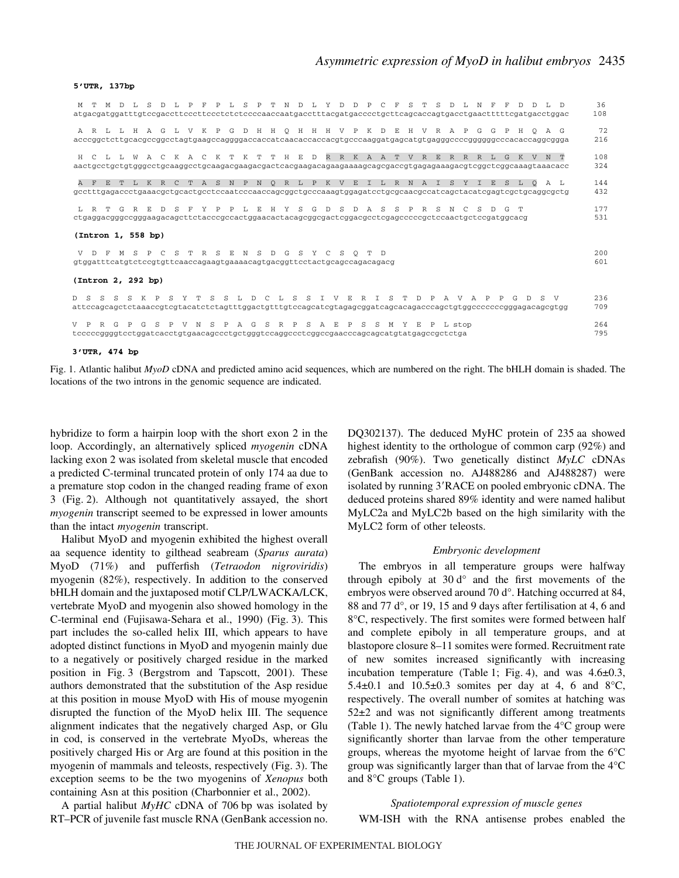**5'UTR, 137bp**

```
 M  T  M  D  L  S  D  L  P  F  P  L  S  P  T  N  D  L  Y  D  D  P  C  F  S  T  S  D  L  N  F  F  D  D  L  D      36
atgacgatggatttgtccgaccttcccttccctctccccaaccaatgacctttacgatgacccctgcttcagcaccagtgacctgaactttttcgatgacctggac    108

 A  R  L  L  H  A  G  L  V  K  P  G  D  H  H  Q  H  H  H  V  P  K  D  E  H  V  R  A  P  G  G  P  H  Q  A  G      72
acccggctcttgcacgccggcctagtgaagccaggggaccaccatcaacaccaccacgtgcccaaggatgagcatgtgagggccccgggggggcccacaccaggcgga    216

 H  C  L  L  W  A  C  K  A  C  K  T  K  T  T  H  E  D  R  R  K  A  A  T  V  R  E  R  R  R  L  G  K  V  N  T     108
aactgcctgctgtgggcctgcaaggcctgcaagacgaagacgactcacgaagacagaagaaaagcagcgaccgtgagagaaagacgtcggctcggcaaagtaaacacc    324

 A  F  E  T  L  K  R  C  T  A  S  N  P  N  Q  R  L  P  K  V  E  I  L  R  N  A  I  S  Y  I  E  S  L  Q  A  L     144
gcctttgagaccctgaaacgctgcactgcctccaatcccaaccagcggctgcccaaagtggagatcctgcgcaacgccatcagctacatcgagtcgctgcaggcgctg    432

 L  R  T  G  R  E  D  S  F  Y  P  P  L  E  H  Y  S  G  D  S  D  A  S  S  P  R  S  N  C  S  D  G  T              177
ctgaggacgggccgggaagacagcttctacccgccactggaacactacagcggcgactcggacgcctcgagccccgctccaactgctccgatggcacg               531
```

**(Intron 1, 558 bp)**

```
 V  D  F  M  S  P  C  S  T  R  S  E  N  S  D  G  S  Y  C  S  Q  T  D                                            200
gtggatttcatgtctccgtgttcaaccagaagtgaaaacagtgacggttcctactgcagccagacagacg                                          601
```

**(Intron 2, 292 bp)**

```
D  S  S  S  S  K  P  S  Y  T  S  S  L  D  C  L  S  S  I  V  E  R  I  S  T  D  P  A  V  A  P  P  G  D  S  V       236
attccagcagctctaaaccgtcgtacatctctagtttggactgtttgtccagcatcgtagagcggatcagcacagacccagctgtggcccccccgggagacagcgtgg   709

V  P  R  G  P  G  S  P  V  N  S  P  A  G  S  R  P  S  A  E  P  S  S  M  Y  E  P  L stop                         264
tcccccggggtcctggatcacctgtgaacagccctgctgggtccaggccctcggccgaacccagcagcatgtatgagccgctctga                          795
```

**3'UTR, 474 bp**

Fig. 1. Atlantic halibut *MyoD* cDNA and predicted amino acid sequences, which are numbered on the right. The bHLH domain is shaded. The locations of the two introns in the genomic sequence are indicated.

hybridize to form a hairpin loop with the short exon 2 in the loop. Accordingly, an alternatively spliced *myogenin* cDNA lacking exon 2 was isolated from skeletal muscle that encoded a predicted C-terminal truncated protein of only 174 aa due to a premature stop codon in the changed reading frame of exon 3 (Fig. 2). Although not quantitatively assayed, the short *myogenin* transcript seemed to be expressed in lower amounts than the intact *myogenin* transcript.

Halibut MyoD and myogenin exhibited the highest overall aa sequence identity to gilthead seabream (*Sparus aurata*) MyoD (71%) and pufferfish (*Tetraodon nigroviridis*) myogenin (82%), respectively. In addition to the conserved bHLH domain and the juxtaposed motif CLP/LWACKA/LCK, vertebrate MyoD and myogenin also showed homology in the C-terminal end (Fujisawa-Sehara et al., 1990) (Fig. 3). This part includes the so-called helix III, which appears to have adopted distinct functions in MyoD and myogenin mainly due to a negatively or positively charged residue in the marked position in Fig. 3 (Bergstrom and Tapscott, 2001). These authors demonstrated that the substitution of the Asp residue at this position in mouse MyoD with His of mouse myogenin disrupted the function of the MyoD helix III. The sequence alignment indicates that the negatively charged Asp, or Glu in cod, is conserved in the vertebrate MyoDs, whereas the positively charged His or Arg are found at this position in the myogenin of mammals and teleosts, respectively (Fig. 3). The exception seems to be the two myogenins of *Xenopus* both containing Asn at this position (Charbonnier et al., 2002).

A partial halibut *MyHC* cDNA of 706 bp was isolated by RT–PCR of juvenile fast muscle RNA (GenBank accession no. DQ302137). The deduced MyHC protein of 235 aa showed highest identity to the orthologue of common carp (92%) and zebrafish (90%). Two genetically distinct *MyLC* cDNAs (GenBank accession no. AJ488286 and AJ488287) were isolated by running 3′RACE on pooled embryonic cDNA. The deduced proteins shared 89% identity and were named halibut MyLC2a and MyLC2b based on the high similarity with the MyLC2 form of other teleosts.

### *Embryonic development*

The embryos in all temperature groups were halfway through epiboly at 30 d° and the first movements of the embryos were observed around 70 d°. Hatching occurred at 84, 88 and 77 d°, or 19, 15 and 9 days after fertilisation at 4, 6 and 8°C, respectively. The first somites were formed between half and complete epiboly in all temperature groups, and at blastopore closure 8–11 somites were formed. Recruitment rate of new somites increased significantly with increasing incubation temperature (Table 1; Fig. 4), and was 4.6±0.3, 5.4±0.1 and 10.5±0.3 somites per day at 4, 6 and 8°C, respectively. The overall number of somites at hatching was 52±2 and was not significantly different among treatments (Table 1). The newly hatched larvae from the 4°C group were significantly shorter than larvae from the other temperature groups, whereas the myotome height of larvae from the 6°C group was significantly larger than that of larvae from the 4°C and 8°C groups (Table 1).

### *Spatiotemporal expression of muscle genes*

WM-ISH with the RNA antisense probes enabled the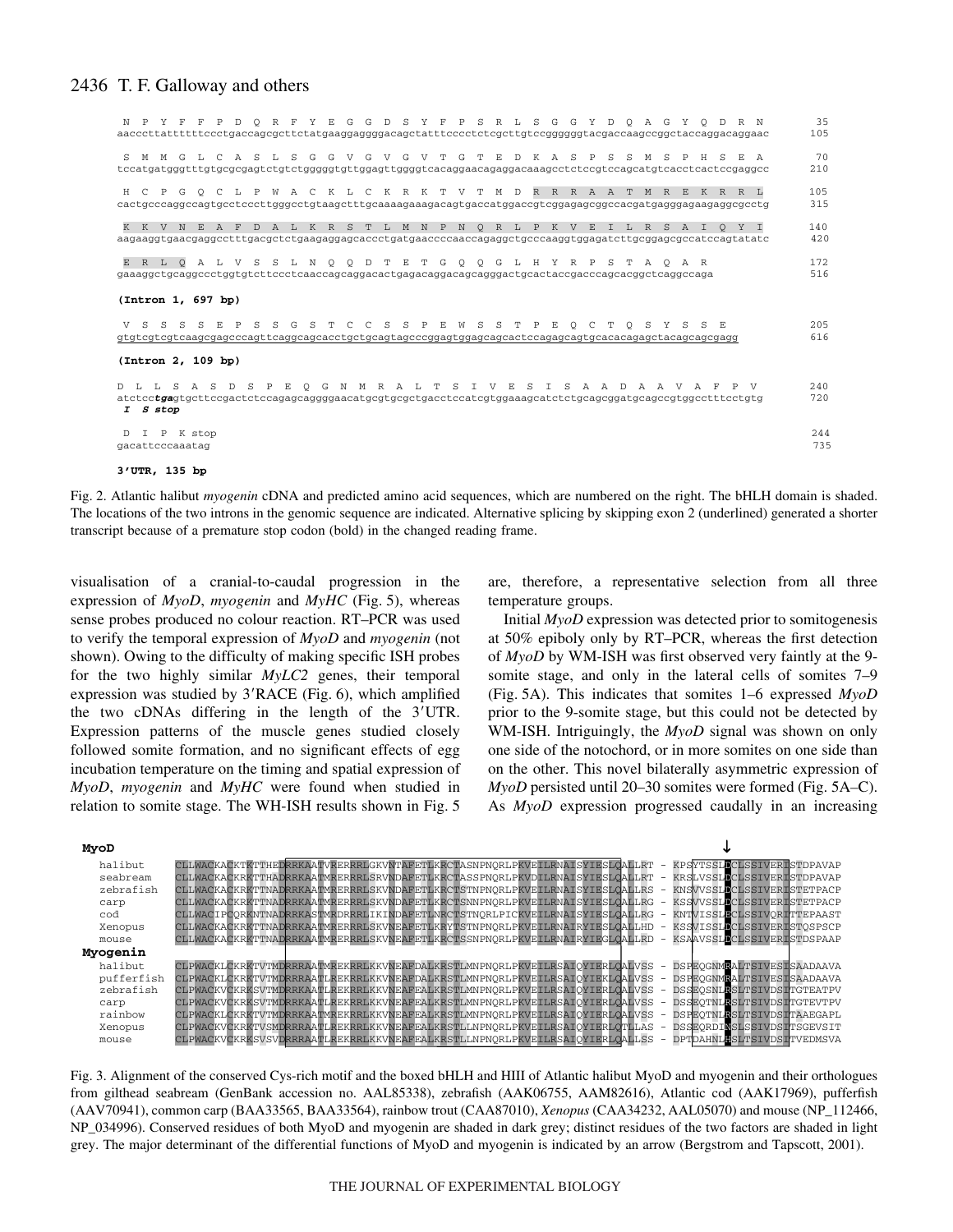```
 N  P  Y  F  F  P  D  Q  R  F  Y  E  G  G  D  S  Y  F  P  S  R  L  S  G  G  Y  D  Q  A  G  Y  Q  D  R  N      35
aacccttatttttccctgaccagcgcttctatgaaggaggggacagctatttcccctctcgcttgtccggggggtacgaccaagccggctaccaggacaggaac      105

 S  M  M  G  L  C  A  S  L  S  G  G  V  G  V  G  V  T  G  T  E  D  K  A  S  P  S  S  M  S  P  H  S  E  A      70
tccatgatgggtttgtgcgcgagtctgtctgggggtgttggagttggggtcacaggaacagaggacaaagcctctccgtccagcatgtcacctcactccgaggcc      210

 H  C  P  G  Q  C  L  P  W  A  C  K  L  C  K  R  K  T  V  T  M  D  R  R  R  A  A  T  M  R  E  K  R  R  L      105
cactgcccaggccagtgcctcccttgggcctgtaagctttgcaaaagaaagacagtgaccatggaccgtcggagagcggccacgatgagggagaagaggcgcctg      315

 K  K  V  N  E  A  F  D  A  L  K  R  S  T  L  M  N  P  N  Q  R  L  P  K  V  E  I  L  R  S  A  I  Q  Y  I      140
aagaaggtgaacgaggcctttgacgctctgaagaggagcaccctgatgaaccccaaccagaggctgcccaaggtggagatcttgcggagcgccatccagtatatc      420

 E  R  L  Q  A  L  V  S  S  L  N  Q  Q  D  T  E  T  G  Q  Q  G  L  H  Y  R  P  S  T  A  Q  A  R      172
gaaaggctgcaggccctggtgtcttccctcaaccagcaggacactgagacaggacagcagggactgcactaccgacccagcacggctcaggccaga      516

(Intron 1, 697 bp)

 V  S  S  S  S  E  P  S  S  G  S  T  C  C  S  S  P  E  W  S  S  T  P  E  Q  C  T  Q  S  Y  S  S  E      205
gtgtcgtcgtcaagcgagcccagttcaggcagcacctgctgcagtagcccggagtggagcagcactccagagcagtgcacacagagctacagcagcgagg      616

(Intron 2, 109 bp)

 D  L  L  S  A  S  D  S  P  E  Q  G  N  M  R  A  L  T  S  I  V  E  S  I  S  A  A  D  A  A  V  A  F  P  V      240
atctcctgagtgcttccgactctccagagcaggggaacatgcgtgcgctgacctccatcgtggaaagcatctctgcagcggatgcagccgtggcctttcctgtg      720
 I  S stop

 D  I  P  K stop      244
gacattcccaaatag      735

3′UTR, 135 bp
```

Fig. 2. Atlantic halibut *myogenin* cDNA and predicted amino acid sequences, which are numbered on the right. The bHLH domain is shaded. The locations of the two introns in the genomic sequence are indicated. Alternative splicing by skipping exon 2 (underlined) generated a shorter transcript because of a premature stop codon (bold) in the changed reading frame.

visualisation of a cranial-to-caudal progression in the expression of *MyoD*, *myogenin* and *MyHC* (Fig. 5), whereas sense probes produced no colour reaction. RT–PCR was used to verify the temporal expression of *MyoD* and *myogenin* (not shown). Owing to the difficulty of making specific ISH probes for the two highly similar *MyLC2* genes, their temporal expression was studied by 3′RACE (Fig. 6), which amplified the two cDNAs differing in the length of the 3′UTR. Expression patterns of the muscle genes studied closely followed somite formation, and no significant effects of egg incubation temperature on the timing and spatial expression of *MyoD*, *myogenin* and *MyHC* were found when studied in relation to somite stage. The WH-ISH results shown in Fig. 5 are, therefore, a representative selection from all three temperature groups.

Initial *MyoD* expression was detected prior to somitogenesis at 50% epiboly only by RT–PCR, whereas the first detection of *MyoD* by WM-ISH was first observed very faintly at the 9-somite stage, and only in the lateral cells of somites 7–9 (Fig. 5A). This indicates that somites 1–6 expressed *MyoD* prior to the 9-somite stage, but this could not be detected by WM-ISH. Intriguingly, the *MyoD* signal was shown on only one side of the notochord, or in more somites on one side than on the other. This novel bilaterally asymmetric expression of *MyoD* persisted until 20–30 somites were formed (Fig. 5A–C). As *MyoD* expression progressed caudally in an increasing

```
MyoD
  halibut     CLLWACKACKTKTTHEDRRKAATVRERRRLGKVNTAFETLKRCTASNPNQRLPKVEILRNAISYIESLQALLRT - KPSYTSSLDCLSSIVERISTDPAVAP
  seabream    CLLWACKACKRKTTHADRRKAATMRERRRLSRVNDAFETLKRCTASSPNQRLPKVDILRNAISYIESLQALLRT - KRSLVSSLDCLSSIVERISTDPAVAP
  zebrafish   CLLWACKACKRKTTNADRRKAATMRERRRLSKVNDAFETLKRCTSTNPNQRLPKVEILRNAISYIESLQALLRS - KNSVVSSLDCLSSIVERISTETPACP
  carp        CLLWACKACKRKTTNADRRKAATMRERRRLSKVNDAFETLKRCTSNNPNQRLPKVEILRNAISYIESLQALLRG - KSSVVSSLECLSSIVERISTETPACP
  cod         CLLWACIPCQRKNTNADRRKASTMRDRRRLIKINDAFETLNRCTSTNQRLPICKVEILRNAISYIESLQALLRG - KNTVISSLECLSSIVQRITTEPAAST
  Xenopus     CLLWACKACKRKTTNADRRKAATMRERRRLSKVNEAFETLKRYTSTNPNQRLPKVEILRNAIRYIESLQALLHD - KSSVISSLDCLSSIVERISTQSPSCP
  mouse       CLLWACKACKRKTTNADRRKAATMRERRRLSKVNEAFETLKRCTSSNPNQRLPKVEILRNAIRYIEGLQALLRD - KSAAVSSLDCLSSIVERISTDSPAAP
Myogenin
  halibut     CLPWACKLCKRKTVTMDRRRAATMREKRRLKKVNEAFDALKRSTLMNPNQRLPKVEILRSAIQYIERLQALVSS - DSPEQGNMRALTSIVESISAADAAVA
  pufferfish  CLPWACKLCKRKTVTMDRRRAATLREKRRLKKVNEAFDALKRSTLMNPNQRLPKVEILRSAIQYIEKLQALVSS - DSPEQGNMRALTSIVESISAADAAVA
  zebrafish   CLPWACKVCKRKSVTMDRRRAATLREKRRLKKVNEAFEALKRSTLMNPNQRLPKVEILRSAIQYIERLQALVSS - DSSEQSNLRSLTSIVDSITGTEATPV
  carp        CLPWACKVCKRKSVTMDRRKAATLREKRRLKKVNEAFEALKRSTLMNPNQRLPKVEILRSAIQYIERLQALVSS - DSSEQTNLRSLTSIVDSITGTEVTPV
  rainbow     CLPWACKLCKRKTVTMDRRRAATMREKRRLKKVNEAFEALKRSTLMNPNQRLPKVEILRSAIQYIERLQALVSS - DSPEQTNLRSLTSIVDSITAAEGAPL
  Xenopus     CLPWACKVCKRKTVSMDRRRAATLREKRRLKKVNEAFEALKRSTLLNPNQRLPKVEILRSAIQYIERLQTLLAS - DSSEQRDINSLSSIVDSITSGEVSIT
  mouse       CLPWACKVCKRKSVSVDRRRAATLREKRRLKKVNEAFEALKRSTLLNPNQRLPKVEILRSAIQYIERLQALLSS - DPTDAHNLHSLTSIVDSITVEDMSVA
```

Fig. 3. Alignment of the conserved Cys-rich motif and the boxed bHLH and HIII of Atlantic halibut MyoD and myogenin and their orthologues from gilthead seabream (GenBank accession no. AAL85338), zebrafish (AAK06755, AAM82616), Atlantic cod (AAK17969), pufferfish (AAV70941), common carp (BAA33565, BAA33564), rainbow trout (CAA87010), *Xenopus* (CAA34232, AAL05070) and mouse (NP_112466, NP_034996). Conserved residues of both MyoD and myogenin are shaded in dark grey; distinct residues of the two factors are shaded in light grey. The major determinant of the differential functions of MyoD and myogenin is indicated by an arrow (Bergstrom and Tapscott, 2001).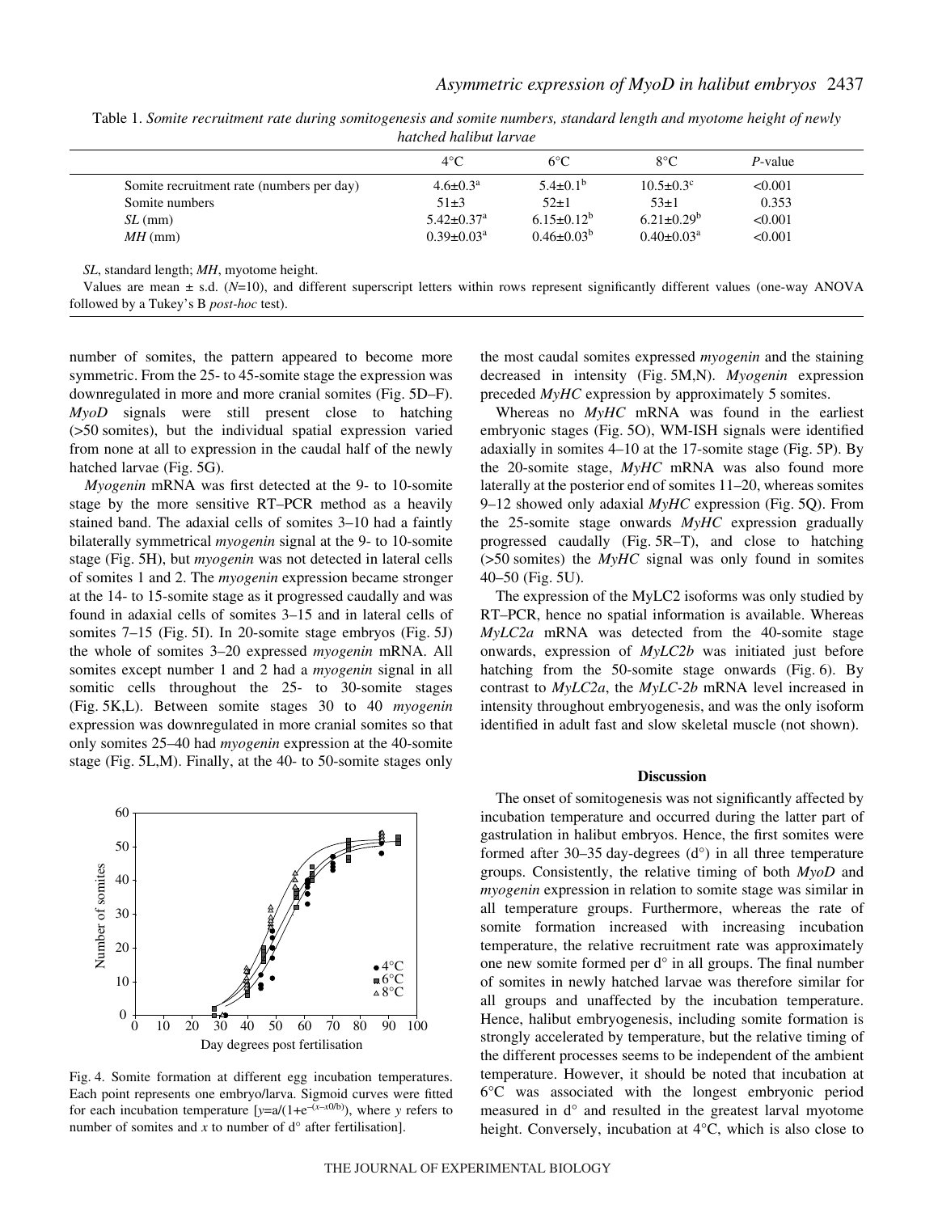Table 1. *Somite recruitment rate during somitogenesis and somite numbers, standard length and myotome height of newly hatched halibut larvae*

| | 4°C | 6°C | 8°C | *P*-value |
|---|---|---|---|---|
| Somite recruitment rate (numbers per day) | $4.6\pm0.3^{a}$ | $5.4\pm0.1^{b}$ | $10.5\pm0.3^{c}$ | <0.001 |
| Somite numbers | 51±3 | 52±1 | 53±1 | 0.353 |
| *SL* (mm) | $5.42\pm0.37^{a}$ | $6.15\pm0.12^{b}$ | $6.21\pm0.29^{b}$ | <0.001 |
| *MH* (mm) | $0.39\pm0.03^{a}$ | $0.46\pm0.03^{b}$ | $0.40\pm0.03^{a}$ | <0.001 |

*SL*, standard length; *MH*, myotome height.

Values are mean ± s.d. (*N*=10), and different superscript letters within rows represent significantly different values (one-way ANOVA followed by a Tukey's B *post-hoc* test).

number of somites, the pattern appeared to become more symmetric. From the 25- to 45-somite stage the expression was downregulated in more and more cranial somites (Fig. 5D–F). *MyoD* signals were still present close to hatching (>50 somites), but the individual spatial expression varied from none at all to expression in the caudal half of the newly hatched larvae (Fig. 5G).

*Myogenin* mRNA was first detected at the 9- to 10-somite stage by the more sensitive RT–PCR method as a heavily stained band. The adaxial cells of somites 3–10 had a faintly bilaterally symmetrical *myogenin* signal at the 9- to 10-somite stage (Fig. 5H), but *myogenin* was not detected in lateral cells of somites 1 and 2. The *myogenin* expression became stronger at the 14- to 15-somite stage as it progressed caudally and was found in adaxial cells of somites 3–15 and in lateral cells of somites 7–15 (Fig. 5I). In 20-somite stage embryos (Fig. 5J) the whole of somites 3–20 expressed *myogenin* mRNA. All somites except number 1 and 2 had a *myogenin* signal in all somitic cells throughout the 25- to 30-somite stages (Fig. 5K,L). Between somite stages 30 to 40 *myogenin* expression was downregulated in more cranial somites so that only somites 25–40 had *myogenin* expression at the 40-somite stage (Fig. 5L,M). Finally, at the 40- to 50-somite stages only the most caudal somites expressed *myogenin* and the staining decreased in intensity (Fig. 5M,N). *Myogenin* expression preceded *MyHC* expression by approximately 5 somites.

Whereas no *MyHC* mRNA was found in the earliest embryonic stages (Fig. 5O), WM-ISH signals were identified adaxially in somites 4–10 at the 17-somite stage (Fig. 5P). By the 20-somite stage, *MyHC* mRNA was also found more laterally at the posterior end of somites 11–20, whereas somites 9–12 showed only adaxial *MyHC* expression (Fig. 5Q). From the 25-somite stage onwards *MyHC* expression gradually progressed caudally (Fig. 5R–T), and close to hatching (>50 somites) the *MyHC* signal was only found in somites 40–50 (Fig. 5U).

The expression of the MyLC2 isoforms was only studied by RT–PCR, hence no spatial information is available. Whereas *MyLC2a* mRNA was detected from the 40-somite stage onwards, expression of *MyLC2b* was initiated just before hatching from the 50-somite stage onwards (Fig. 6). By contrast to *MyLC2a*, the *MyLC-2b* mRNA level increased in intensity throughout embryogenesis, and was the only isoform identified in adult fast and slow skeletal muscle (not shown).

Fig. 4. Somite formation at different egg incubation temperatures. Each point represents one embryo/larva. Sigmoid curves were fitted for each incubation temperature [$y=a/(1+e^{-(x-x0/b)})$, where $y$ refers to number of somites and $x$ to number of d° after fertilisation].

## Discussion

The onset of somitogenesis was not significantly affected by incubation temperature and occurred during the latter part of gastrulation in halibut embryos. Hence, the first somites were formed after 30–35 day-degrees (d°) in all three temperature groups. Consistently, the relative timing of both *MyoD* and *myogenin* expression in relation to somite stage was similar in all temperature groups. Furthermore, whereas the rate of somite formation increased with increasing incubation temperature, the relative recruitment rate was approximately one new somite formed per d° in all groups. The final number of somites in newly hatched larvae was therefore similar for all groups and unaffected by the incubation temperature. Hence, halibut embryogenesis, including somite formation is strongly accelerated by temperature, but the relative timing of the different processes seems to be independent of the ambient temperature. However, it should be noted that incubation at 6°C was associated with the longest embryonic period measured in d° and resulted in the greatest larval myotome height. Conversely, incubation at 4°C, which is also close to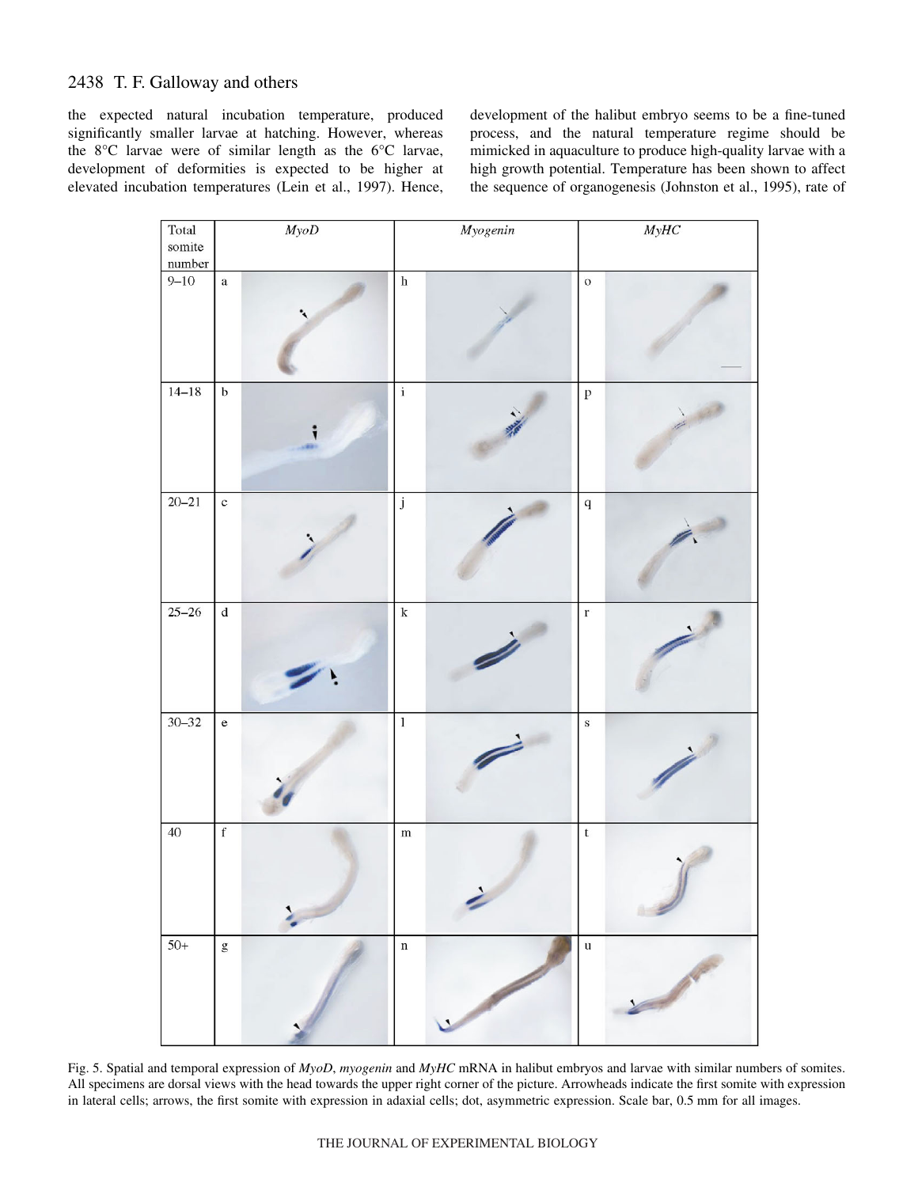the expected natural incubation temperature, produced significantly smaller larvae at hatching. However, whereas the 8°C larvae were of similar length as the 6°C larvae, development of deformities is expected to be higher at elevated incubation temperatures (Lein et al., 1997). Hence, development of the halibut embryo seems to be a fine-tuned process, and the natural temperature regime should be mimicked in aquaculture to produce high-quality larvae with a high growth potential. Temperature has been shown to affect the sequence of organogenesis (Johnston et al., 1995), rate of

Fig. 5. Spatial and temporal expression of *MyoD*, *myogenin* and *MyHC* mRNA in halibut embryos and larvae with similar numbers of somites. All specimens are dorsal views with the head towards the upper right corner of the picture. Arrowheads indicate the first somite with expression in lateral cells; arrows, the first somite with expression in adaxial cells; dot, asymmetric expression. Scale bar, 0.5 mm for all images.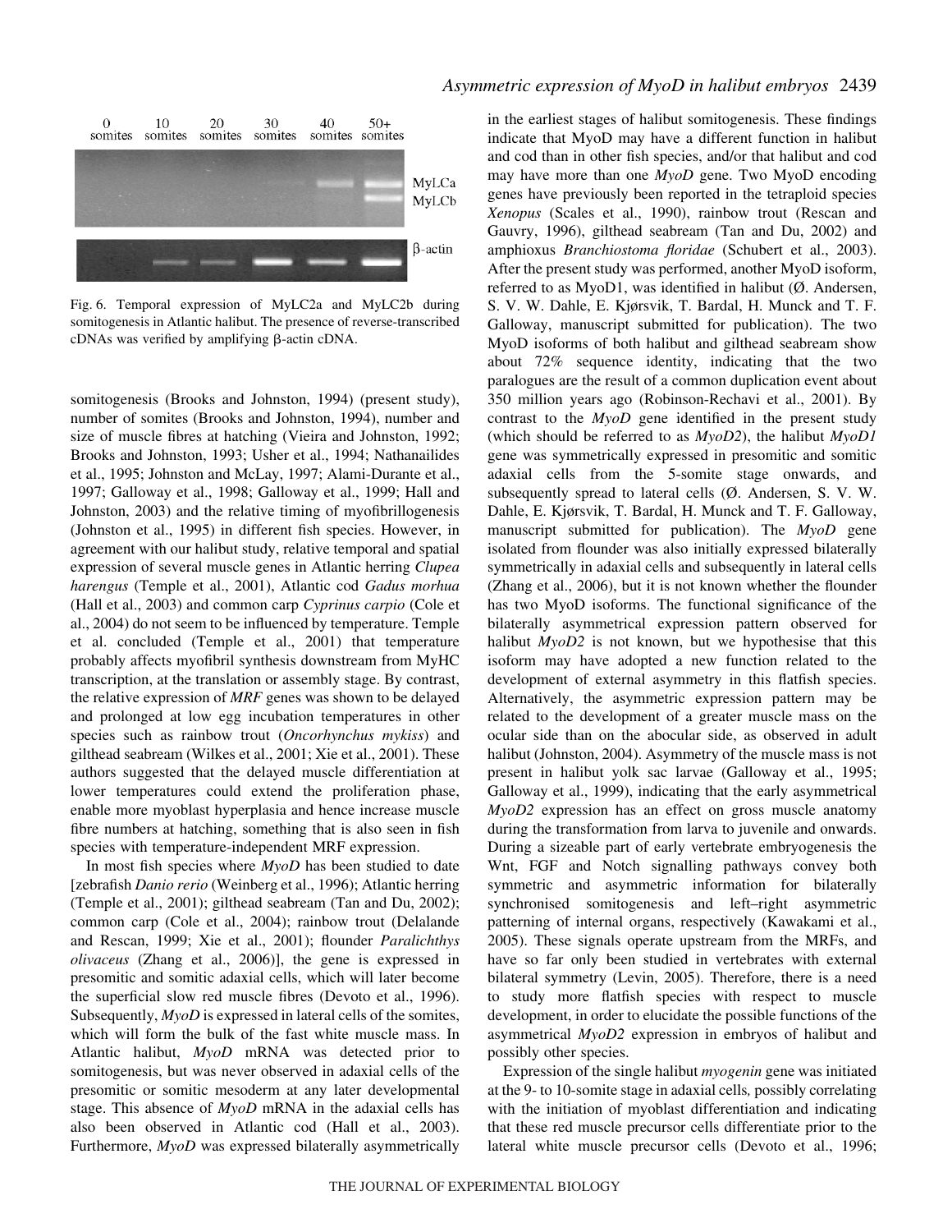Fig. 6. Temporal expression of MyLC2a and MyLC2b during somitogenesis in Atlantic halibut. The presence of reverse-transcribed cDNAs was verified by amplifying β-actin cDNA.

somitogenesis (Brooks and Johnston, 1994) (present study), number of somites (Brooks and Johnston, 1994), number and size of muscle fibres at hatching (Vieira and Johnston, 1992; Brooks and Johnston, 1993; Usher et al., 1994; Nathanailides et al., 1995; Johnston and McLay, 1997; Alami-Durante et al., 1997; Galloway et al., 1998; Galloway et al., 1999; Hall and Johnston, 2003) and the relative timing of myofibrillogenesis (Johnston et al., 1995) in different fish species. However, in agreement with our halibut study, relative temporal and spatial expression of several muscle genes in Atlantic herring *Clupea harengus* (Temple et al., 2001), Atlantic cod *Gadus morhua* (Hall et al., 2003) and common carp *Cyprinus carpio* (Cole et al., 2004) do not seem to be influenced by temperature. Temple et al. concluded (Temple et al., 2001) that temperature probably affects myofibril synthesis downstream from MyHC transcription, at the translation or assembly stage. By contrast, the relative expression of *MRF* genes was shown to be delayed and prolonged at low egg incubation temperatures in other species such as rainbow trout (*Oncorhynchus mykiss*) and gilthead seabream (Wilkes et al., 2001; Xie et al., 2001). These authors suggested that the delayed muscle differentiation at lower temperatures could extend the proliferation phase, enable more myoblast hyperplasia and hence increase muscle fibre numbers at hatching, something that is also seen in fish species with temperature-independent MRF expression.

In most fish species where *MyoD* has been studied to date [zebrafish *Danio rerio* (Weinberg et al., 1996); Atlantic herring (Temple et al., 2001); gilthead seabream (Tan and Du, 2002); common carp (Cole et al., 2004); rainbow trout (Delalande and Rescan, 1999; Xie et al., 2001); flounder *Paralichthys olivaceus* (Zhang et al., 2006)], the gene is expressed in presomitic and somitic adaxial cells, which will later become the superficial slow red muscle fibres (Devoto et al., 1996). Subsequently, *MyoD* is expressed in lateral cells of the somites, which will form the bulk of the fast white muscle mass. In Atlantic halibut, *MyoD* mRNA was detected prior to somitogenesis, but was never observed in adaxial cells of the presomitic or somitic mesoderm at any later developmental stage. This absence of *MyoD* mRNA in the adaxial cells has also been observed in Atlantic cod (Hall et al., 2003). Furthermore, *MyoD* was expressed bilaterally asymmetrically in the earliest stages of halibut somitogenesis. These findings indicate that MyoD may have a different function in halibut and cod than in other fish species, and/or that halibut and cod may have more than one *MyoD* gene. Two MyoD encoding genes have previously been reported in the tetraploid species *Xenopus* (Scales et al., 1990), rainbow trout (Rescan and Gauvry, 1996), gilthead seabream (Tan and Du, 2002) and amphioxus *Branchiostoma floridae* (Schubert et al., 2003). After the present study was performed, another MyoD isoform, referred to as MyoD1, was identified in halibut (Ø. Andersen, S. V. W. Dahle, E. Kjørsvik, T. Bardal, H. Munck and T. F. Galloway, manuscript submitted for publication). The two MyoD isoforms of both halibut and gilthead seabream show about 72% sequence identity, indicating that the two paralogues are the result of a common duplication event about 350 million years ago (Robinson-Rechavi et al., 2001). By contrast to the *MyoD* gene identified in the present study (which should be referred to as *MyoD2*), the halibut *MyoD1* gene was symmetrically expressed in presomitic and somitic adaxial cells from the 5-somite stage onwards, and subsequently spread to lateral cells (Ø. Andersen, S. V. W. Dahle, E. Kjørsvik, T. Bardal, H. Munck and T. F. Galloway, manuscript submitted for publication). The *MyoD* gene isolated from flounder was also initially expressed bilaterally symmetrically in adaxial cells and subsequently in lateral cells (Zhang et al., 2006), but it is not known whether the flounder has two MyoD isoforms. The functional significance of the bilaterally asymmetrical expression pattern observed for halibut *MyoD2* is not known, but we hypothesise that this isoform may have adopted a new function related to the development of external asymmetry in this flatfish species. Alternatively, the asymmetric expression pattern may be related to the development of a greater muscle mass on the ocular side than on the abocular side, as observed in adult halibut (Johnston, 2004). Asymmetry of the muscle mass is not present in halibut yolk sac larvae (Galloway et al., 1995; Galloway et al., 1999), indicating that the early asymmetrical *MyoD2* expression has an effect on gross muscle anatomy during the transformation from larva to juvenile and onwards. During a sizeable part of early vertebrate embryogenesis the Wnt, FGF and Notch signalling pathways convey both symmetric and asymmetric information for bilaterally synchronised somitogenesis and left–right asymmetric patterning of internal organs, respectively (Kawakami et al., 2005). These signals operate upstream from the MRFs, and have so far only been studied in vertebrates with external bilateral symmetry (Levin, 2005). Therefore, there is a need to study more flatfish species with respect to muscle development, in order to elucidate the possible functions of the asymmetrical *MyoD2* expression in embryos of halibut and possibly other species.

Expression of the single halibut *myogenin* gene was initiated at the 9- to 10-somite stage in adaxial cells, possibly correlating with the initiation of myoblast differentiation and indicating that these red muscle precursor cells differentiate prior to the lateral white muscle precursor cells (Devoto et al., 1996;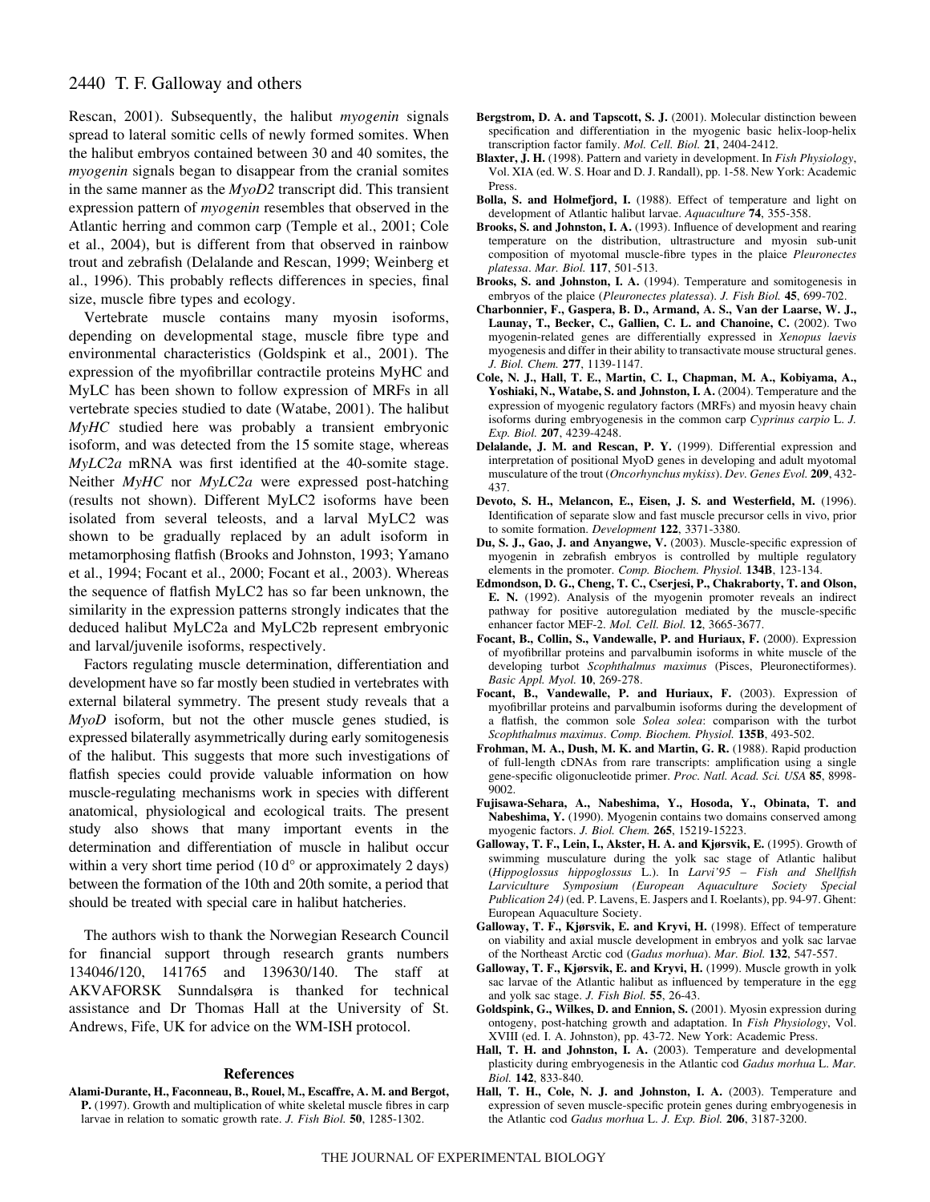Rescan, 2001). Subsequently, the halibut *myogenin* signals spread to lateral somitic cells of newly formed somites. When the halibut embryos contained between 30 and 40 somites, the *myogenin* signals began to disappear from the cranial somites in the same manner as the *MyoD2* transcript did. This transient expression pattern of *myogenin* resembles that observed in the Atlantic herring and common carp (Temple et al., 2001; Cole et al., 2004), but is different from that observed in rainbow trout and zebrafish (Delalande and Rescan, 1999; Weinberg et al., 1996). This probably reflects differences in species, final size, muscle fibre types and ecology.

Vertebrate muscle contains many myosin isoforms, depending on developmental stage, muscle fibre type and environmental characteristics (Goldspink et al., 2001). The expression of the myofibrillar contractile proteins MyHC and MyLC has been shown to follow expression of MRFs in all vertebrate species studied to date (Watabe, 2001). The halibut *MyHC* studied here was probably a transient embryonic isoform, and was detected from the 15 somite stage, whereas *MyLC2a* mRNA was first identified at the 40-somite stage. Neither *MyHC* nor *MyLC2a* were expressed post-hatching (results not shown). Different MyLC2 isoforms have been isolated from several teleosts, and a larval MyLC2 was shown to be gradually replaced by an adult isoform in metamorphosing flatfish (Brooks and Johnston, 1993; Yamano et al., 1994; Focant et al., 2000; Focant et al., 2003). Whereas the sequence of flatfish MyLC2 has so far been unknown, the similarity in the expression patterns strongly indicates that the deduced halibut MyLC2a and MyLC2b represent embryonic and larval/juvenile isoforms, respectively.

Factors regulating muscle determination, differentiation and development have so far mostly been studied in vertebrates with external bilateral symmetry. The present study reveals that a *MyoD* isoform, but not the other muscle genes studied, is expressed bilaterally asymmetrically during early somitogenesis of the halibut. This suggests that more such investigations of flatfish species could provide valuable information on how muscle-regulating mechanisms work in species with different anatomical, physiological and ecological traits. The present study also shows that many important events in the determination and differentiation of muscle in halibut occur within a very short time period (10 d° or approximately 2 days) between the formation of the 10th and 20th somite, a period that should be treated with special care in halibut hatcheries.

The authors wish to thank the Norwegian Research Council for financial support through research grants numbers 134046/120, 141765 and 139630/140. The staff at AKVAFORSK Sunndalsøra is thanked for technical assistance and Dr Thomas Hall at the University of St. Andrews, Fife, UK for advice on the WM-ISH protocol.

## References

**Alami-Durante, H., Faconneau, B., Rouel, M., Escaffre, A. M. and Bergot, P.** (1997). Growth and multiplication of white skeletal muscle fibres in carp larvae in relation to somatic growth rate. *J. Fish Biol.* **50**, 1285-1302.

**Bergstrom, D. A. and Tapscott, S. J.** (2001). Molecular distinction beween specification and differentiation in the myogenic basic helix-loop-helix transcription factor family. *Mol. Cell. Biol.* **21**, 2404-2412.

**Blaxter, J. H.** (1998). Pattern and variety in development. In *Fish Physiology*, Vol. XIA (ed. W. S. Hoar and D. J. Randall), pp. 1-58. New York: Academic Press.

**Bolla, S. and Holmefjord, I.** (1988). Effect of temperature and light on development of Atlantic halibut larvae. *Aquaculture* **74**, 355-358.

**Brooks, S. and Johnston, I. A.** (1993). Influence of development and rearing temperature on the distribution, ultrastructure and myosin sub-unit composition of myotomal muscle-fibre types in the plaice *Pleuronectes platessa*. *Mar. Biol.* **117**, 501-513.

**Brooks, S. and Johnston, I. A.** (1994). Temperature and somitogenesis in embryos of the plaice (*Pleuronectes platessa*). *J. Fish Biol.* **45**, 699-702.

**Charbonnier, F., Gaspera, B. D., Armand, A. S., Van der Laarse, W. J., Launay, T., Becker, C., Gallien, C. L. and Chanoine, C.** (2002). Two myogenin-related genes are differentially expressed in *Xenopus laevis* myogenesis and differ in their ability to transactivate mouse structural genes. *J. Biol. Chem.* **277**, 1139-1147.

**Cole, N. J., Hall, T. E., Martin, C. I., Chapman, M. A., Kobiyama, A., Yoshiaki, N., Watabe, S. and Johnston, I. A.** (2004). Temperature and the expression of myogenic regulatory factors (MRFs) and myosin heavy chain isoforms during embryogenesis in the common carp *Cyprinus carpio* L. *J. Exp. Biol.* **207**, 4239-4248.

**Delalande, J. M. and Rescan, P. Y.** (1999). Differential expression and interpretation of positional MyoD genes in developing and adult myotomal musculature of the trout (*Oncorhynchus mykiss*). *Dev. Genes Evol.* **209**, 432-437.

**Devoto, S. H., Melancon, E., Eisen, J. S. and Westerfield, M.** (1996). Identification of separate slow and fast muscle precursor cells in vivo, prior to somite formation. *Development* **122**, 3371-3380.

**Du, S. J., Gao, J. and Anyangwe, V.** (2003). Muscle-specific expression of myogenin in zebrafish embryos is controlled by multiple regulatory elements in the promoter. *Comp. Biochem. Physiol.* **134B**, 123-134.

**Edmondson, D. G., Cheng, T. C., Cserjesi, P., Chakraborty, T. and Olson, E. N.** (1992). Analysis of the myogenin promoter reveals an indirect pathway for positive autoregulation mediated by the muscle-specific enhancer factor MEF-2. *Mol. Cell. Biol.* **12**, 3665-3677.

**Focant, B., Collin, S., Vandewalle, P. and Huriaux, F.** (2000). Expression of myofibrillar proteins and parvalbumin isoforms in white muscle of the developing turbot *Scophthalmus maximus* (Pisces, Pleuronectiformes). *Basic Appl. Myol.* **10**, 269-278.

**Focant, B., Vandewalle, P. and Huriaux, F.** (2003). Expression of myofibrillar proteins and parvalbumin isoforms during the development of a flatfish, the common sole *Solea solea*: comparison with the turbot *Scophthalmus maximus*. *Comp. Biochem. Physiol.* **135B**, 493-502.

**Frohman, M. A., Dush, M. K. and Martin, G. R.** (1988). Rapid production of full-length cDNAs from rare transcripts: amplification using a single gene-specific oligonucleotide primer. *Proc. Natl. Acad. Sci. USA* **85**, 8998-9002.

**Fujisawa-Sehara, A., Nabeshima, Y., Hosoda, Y., Obinata, T. and Nabeshima, Y.** (1990). Myogenin contains two domains conserved among myogenic factors. *J. Biol. Chem.* **265**, 15219-15223.

**Galloway, T. F., Lein, I., Akster, H. A. and Kjørsvik, E.** (1995). Growth of swimming musculature during the yolk sac stage of Atlantic halibut (*Hippoglossus hippoglossus* L.). In *Larvi'95 – Fish and Shellfish Larviculture Symposium (European Aquaculture Society Special Publication 24)* (ed. P. Lavens, E. Jaspers and I. Roelants), pp. 94-97. Ghent: European Aquaculture Society.

**Galloway, T. F., Kjørsvik, E. and Kryvi, H.** (1998). Effect of temperature on viability and axial muscle development in embryos and yolk sac larvae of the Northeast Arctic cod (*Gadus morhua*). *Mar. Biol.* **132**, 547-557.

**Galloway, T. F., Kjørsvik, E. and Kryvi, H.** (1999). Muscle growth in yolk sac larvae of the Atlantic halibut as influenced by temperature in the egg and yolk sac stage. *J. Fish Biol.* **55**, 26-43.

**Goldspink, G., Wilkes, D. and Ennion, S.** (2001). Myosin expression during ontogeny, post-hatching growth and adaptation. In *Fish Physiology*, Vol. XVIII (ed. I. A. Johnston), pp. 43-72. New York: Academic Press.

**Hall, T. H. and Johnston, I. A.** (2003). Temperature and developmental plasticity during embryogenesis in the Atlantic cod *Gadus morhua* L. *Mar. Biol.* **142**, 833-840.

**Hall, T. H., Cole, N. J. and Johnston, I. A.** (2003). Temperature and expression of seven muscle-specific protein genes during embryogenesis in the Atlantic cod *Gadus morhua* L. *J. Exp. Biol.* **206**, 3187-3200.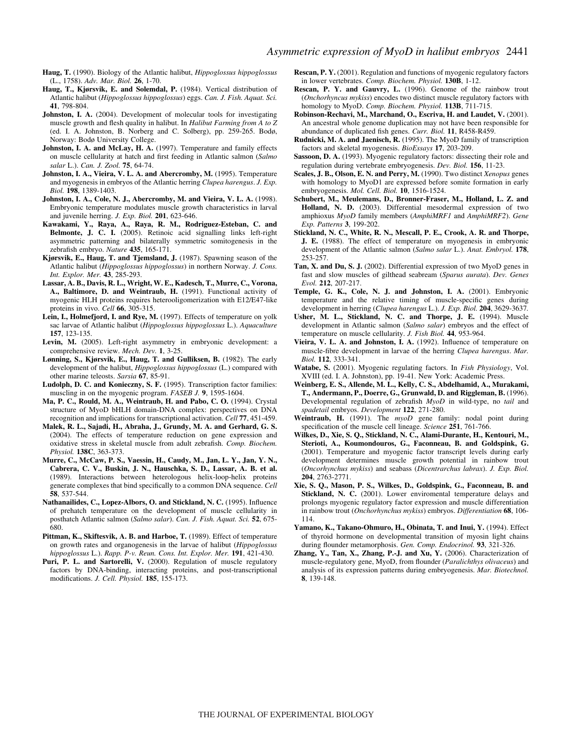**Haug, T.** (1990). Biology of the Atlantic halibut, *Hippoglossus hippoglossus* (L., 1758). *Adv. Mar. Biol.* **26**, 1-70.

**Haug, T., Kjørsvik, E. and Solemdal, P.** (1984). Vertical distribution of Atlantic halibut (*Hippoglossus hippoglossus*) eggs. *Can. J. Fish. Aquat. Sci.* **41**, 798-804.

**Johnston, I. A.** (2004). Development of molecular tools for investigating muscle growth and flesh quality in halibut. In *Halibut Farming from A to Z* (ed. I. A. Johnston, B. Norberg and C. Solberg), pp. 259-265. Bodø, Norway: Bodø University College.

**Johnston, I. A. and McLay, H. A.** (1997). Temperature and family effects on muscle cellularity at hatch and first feeding in Atlantic salmon (*Salmo salar* L.). *Can. J. Zool.* **75**, 64-74.

**Johnston, I. A., Vieira, V. L. A. and Abercromby, M.** (1995). Temperature and myogenesis in embryos of the Atlantic herring *Clupea harengus*. *J. Exp. Biol.* **198**, 1389-1403.

**Johnston, I. A., Cole, N. J., Abercromby, M. and Vieira, V. L. A.** (1998). Embryonic temperature modulates muscle growth characteristics in larval and juvenile herring. *J. Exp. Biol.* **201**, 623-646.

**Kawakami, Y., Raya, A., Raya, R. M., Rodriguez-Esteban, C. and Belmonte, J. C. I.** (2005). Retinoic acid signalling links left-right asymmetric patterning and bilaterally symmetric somitogenesis in the zebrafish embryo. *Nature* **435**, 165-171.

**Kjørsvik, E., Haug, T. and Tjemsland, J.** (1987). Spawning season of the Atlantic halibut (*Hippoglossus hippoglossus*) in northern Norway. *J. Cons. Int. Explor. Mer.* **43**, 285-293.

**Lassar, A. B., Davis, R. L., Wright, W. E., Kadesch, T., Murre, C., Vorona, A., Baltimore, D. and Weintraub, H.** (1991). Functional activity of myogenic HLH proteins requires heterooligomerization with E12/E47-like proteins in vivo. *Cell* **66**, 305-315.

**Lein, I., Holmefjord, I. and Rye, M.** (1997). Effects of temperature on yolk sac larvae of Atlantic halibut (*Hippoglossus hippoglossus* L.). *Aquaculture* **157**, 123-135.

**Levin, M.** (2005). Left-right asymmetry in embryonic development: a comprehensive review. *Mech. Dev.* **1**, 3-25.

**Lønning, S., Kjørsvik, E., Haug, T. and Gulliksen, B.** (1982). The early development of the halibut, *Hippoglossus hippoglossus* (L.) compared with other marine teleosts. *Sarsia* **67**, 85-91.

**Ludolph, D. C. and Konieczny, S. F.** (1995). Transcription factor families: muscling in on the myogenic program. *FASEB J.* **9**, 1595-1604.

**Ma, P. C., Rould, M. A., Weintraub, H. and Pabo, C. O.** (1994). Crystal structure of MyoD bHLH domain-DNA complex: perspectives on DNA recognition and implications for transcriptional activation. *Cell* **77**, 451-459.

**Malek, R. L., Sajadi, H., Abraha, J., Grundy, M. A. and Gerhard, G. S.** (2004). The effects of temperature reduction on gene expression and oxidative stress in skeletal muscle from adult zebrafish. *Comp. Biochem. Physiol.* **138C**, 363-373.

**Murre, C., McCaw, P. S., Vaessin, H., Caudy, M., Jan, L. Y., Jan, Y. N., Cabrera, C. V., Buskin, J. N., Hauschka, S. D., Lassar, A. B. et al.** (1989). Interactions between heterologous helix-loop-helix proteins generate complexes that bind specifically to a common DNA sequence. *Cell* **58**, 537-544.

**Nathanailides, C., Lopez-Albors, O. and Stickland, N. C.** (1995). Influence of prehatch temperature on the development of muscle cellularity in posthatch Atlantic salmon (*Salmo salar*). *Can. J. Fish. Aquat. Sci.* **52**, 675-680.

**Pittman, K., Skiftesvik, A. B. and Harboe, T.** (1989). Effect of temperature on growth rates and organogenesis in the larvae of halibut (*Hippoglossus hippoglossus* L.). *Rapp. P-v. Reun. Cons. Int. Explor. Mer.* **191**, 421-430.

**Puri, P. L. and Sartorelli, V.** (2000). Regulation of muscle regulatory factors by DNA-binding, interacting proteins, and post-transcriptional modifications. *J. Cell. Physiol.* **185**, 155-173.

**Rescan, P. Y.** (2001). Regulation and functions of myogenic regulatory factors in lower vertebrates. *Comp. Biochem. Physiol.* **130B**, 1-12.

**Rescan, P. Y. and Gauvry, L.** (1996). Genome of the rainbow trout (*Onchorhyncus mykiss*) encodes two distinct muscle regulatory factors with homology to MyoD. *Comp. Biochem. Physiol.* **113B**, 711-715.

**Robinson-Rechavi, M., Marchand, O., Escriva, H. and Laudet, V.** (2001). An ancestral whole genome duplication may not have been responsible for abundance of duplicated fish genes. *Curr. Biol.* **11**, R458-R459.

**Rudnicki, M. A. and Jaenisch, R.** (1995). The MyoD family of transcription factors and skeletal myogenesis. *BioEssays* **17**, 203-209.

**Sassoon, D. A.** (1993). Myogenic regulatory factors: dissecting their role and regulation during vertebrate embryogenesis. *Dev. Biol.* **156**, 11-23.

**Scales, J. B., Olson, E. N. and Perry, M.** (1990). Two distinct *Xenopus* genes with homology to MyoD1 are expressed before somite formation in early embryogenesis. *Mol. Cell. Biol.* **10**, 1516-1524.

**Schubert, M., Meulemans, D., Bronner-Fraser, M., Holland, L. Z. and Holland, N. D.** (2003). Differential mesodermal expression of two amphioxus *MyoD* family members (*AmphiMRF1* and *AmphiMRF2*). *Gene Exp. Patterns* **3**, 199-202.

**Stickland, N. C., White, R. N., Mescall, P. E., Crook, A. R. and Thorpe, J. E.** (1988). The effect of temperature on myogenesis in embryonic development of the Atlantic salmon (*Salmo salar* L.). *Anat. Embryol.* **178**, 253-257.

**Tan, X. and Du, S. J.** (2002). Differential expression of two MyoD genes in fast and slow muscles of gilthead seabream (*Sparus aurata*). *Dev. Genes Evol.* **212**, 207-217.

**Temple, G. K., Cole, N. J. and Johnston, I. A.** (2001). Embryonic temperature and the relative timing of muscle-specific genes during development in herring (*Clupea harengus* L.). *J. Exp. Biol.* **204**, 3629-3637.

**Usher, M. L., Stickland, N. C. and Thorpe, J. E.** (1994). Muscle development in Atlantic salmon (*Salmo salar*) embryos and the effect of temperature on muscle cellularity. *J. Fish Biol.* **44**, 953-964.

**Vieira, V. L. A. and Johnston, I. A.** (1992). Influence of temperature on muscle-fibre development in larvae of the herring *Clupea harengus*. *Mar. Biol.* **112**, 333-341.

**Watabe, S.** (2001). Myogenic regulating factors. In *Fish Physiology*, Vol. XVIII (ed. I. A. Johnston), pp. 19-41. New York: Academic Press.

**Weinberg, E. S., Allende, M. L., Kelly, C. S., Abdelhamid, A., Murakami, T., Andermann, P., Doerre, G., Grunwald, D. and Riggleman, B.** (1996). Developmental regulation of zebrafish *MyoD* in wild-type, no *tail* and *spadetail* embryos. *Development* **122**, 271-280.

**Weintraub, H.** (1991). The *myoD* gene family: nodal point during specification of the muscle cell lineage. *Science* **251**, 761-766.

**Wilkes, D., Xie, S. Q., Stickland, N. C., Alami-Durante, H., Kentouri, M., Sterioti, A., Koumondouros, G., Faconneau, B. and Goldspink, G.** (2001). Temperature and myogenic factor transcript levels during early development determines muscle growth potential in rainbow trout (*Oncorhynchus mykiss*) and seabass (*Dicentrarchus labrax*). *J. Exp. Biol.* **204**, 2763-2771.

**Xie, S. Q., Mason, P. S., Wilkes, D., Goldspink, G., Faconneau, B. and Stickland, N. C.** (2001). Lower enviromental temperature delays and prolongs myogenic regulatory factor expression and muscle differentiation in rainbow trout (*Onchorhynchus mykiss*) embryos. *Differentiation* **68**, 106-114.

**Yamano, K., Takano-Ohmuro, H., Obinata, T. and Inui, Y.** (1994). Effect of thyroid hormone on developmental transition of myosin light chains during flounder metamorphosis. *Gen. Comp. Endocrinol.* **93**, 321-326.

**Zhang, Y., Tan, X., Zhang, P.-J. and Xu, Y.** (2006). Characterization of muscle-regulatory gene, MyoD, from flounder (*Paralichthys olivaceus*) and analysis of its expression patterns during embryogenesis. *Mar. Biotechnol.* **8**, 139-148.